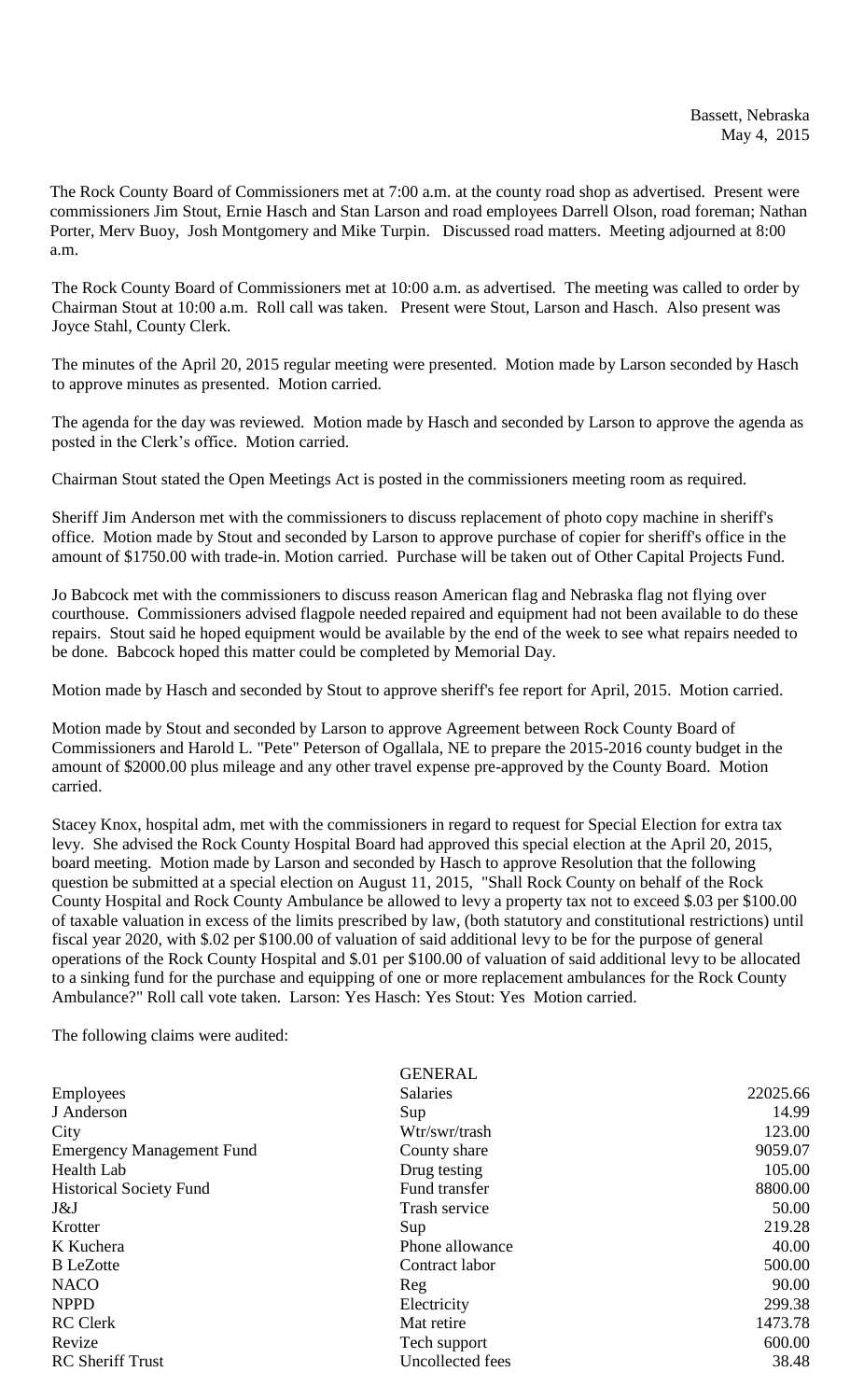Bassett, Nebraska
May 4, 2015

The Rock County Board of Commissioners met at 7:00 a.m. at the county road shop as advertised. Present were commissioners Jim Stout, Ernie Hasch and Stan Larson and road employees Darrell Olson, road foreman; Nathan Porter, Merv Buoy, Josh Montgomery and Mike Turpin. Discussed road matters. Meeting adjourned at 8:00 a.m.

The Rock County Board of Commissioners met at 10:00 a.m. as advertised. The meeting was called to order by Chairman Stout at 10:00 a.m. Roll call was taken. Present were Stout, Larson and Hasch. Also present was Joyce Stahl, County Clerk.

The minutes of the April 20, 2015 regular meeting were presented. Motion made by Larson seconded by Hasch to approve minutes as presented. Motion carried.

The agenda for the day was reviewed. Motion made by Hasch and seconded by Larson to approve the agenda as posted in the Clerk's office. Motion carried.

Chairman Stout stated the Open Meetings Act is posted in the commissioners meeting room as required.

Sheriff Jim Anderson met with the commissioners to discuss replacement of photo copy machine in sheriff's office. Motion made by Stout and seconded by Larson to approve purchase of copier for sheriff's office in the amount of $1750.00 with trade-in. Motion carried. Purchase will be taken out of Other Capital Projects Fund.

Jo Babcock met with the commissioners to discuss reason American flag and Nebraska flag not flying over courthouse. Commissioners advised flagpole needed repaired and equipment had not been available to do these repairs. Stout said he hoped equipment would be available by the end of the week to see what repairs needed to be done. Babcock hoped this matter could be completed by Memorial Day.

Motion made by Hasch and seconded by Stout to approve sheriff's fee report for April, 2015. Motion carried.

Motion made by Stout and seconded by Larson to approve Agreement between Rock County Board of Commissioners and Harold L. "Pete" Peterson of Ogallala, NE to prepare the 2015-2016 county budget in the amount of $2000.00 plus mileage and any other travel expense pre-approved by the County Board. Motion carried.

Stacey Knox, hospital adm, met with the commissioners in regard to request for Special Election for extra tax levy. She advised the Rock County Hospital Board had approved this special election at the April 20, 2015, board meeting. Motion made by Larson and seconded by Hasch to approve Resolution that the following question be submitted at a special election on August 11, 2015, "Shall Rock County on behalf of the Rock County Hospital and Rock County Ambulance be allowed to levy a property tax not to exceed $.03 per $100.00 of taxable valuation in excess of the limits prescribed by law, (both statutory and constitutional restrictions) until fiscal year 2020, with $.02 per $100.00 of valuation of said additional levy to be for the purpose of general operations of the Rock County Hospital and $.01 per $100.00 of valuation of said additional levy to be allocated to a sinking fund for the purchase and equipping of one or more replacement ambulances for the Rock County Ambulance?" Roll call vote taken. Larson: Yes Hasch: Yes Stout: Yes Motion carried.

The following claims were audited:

| | GENERAL | |
|---|---|---|
| Employees | Salaries | 22025.66 |
| J Anderson | Sup | 14.99 |
| City | Wtr/swr/trash | 123.00 |
| Emergency Management Fund | County share | 9059.07 |
| Health Lab | Drug testing | 105.00 |
| Historical Society Fund | Fund transfer | 8800.00 |
| J&J | Trash service | 50.00 |
| Krotter | Sup | 219.28 |
| K Kuchera | Phone allowance | 40.00 |
| B LeZotte | Contract labor | 500.00 |
| NACO | Reg | 90.00 |
| NPPD | Electricity | 299.38 |
| RC Clerk | Mat retire | 1473.78 |
| Revize | Tech support | 600.00 |
| RC Sheriff Trust | Uncollected fees | 38.48 |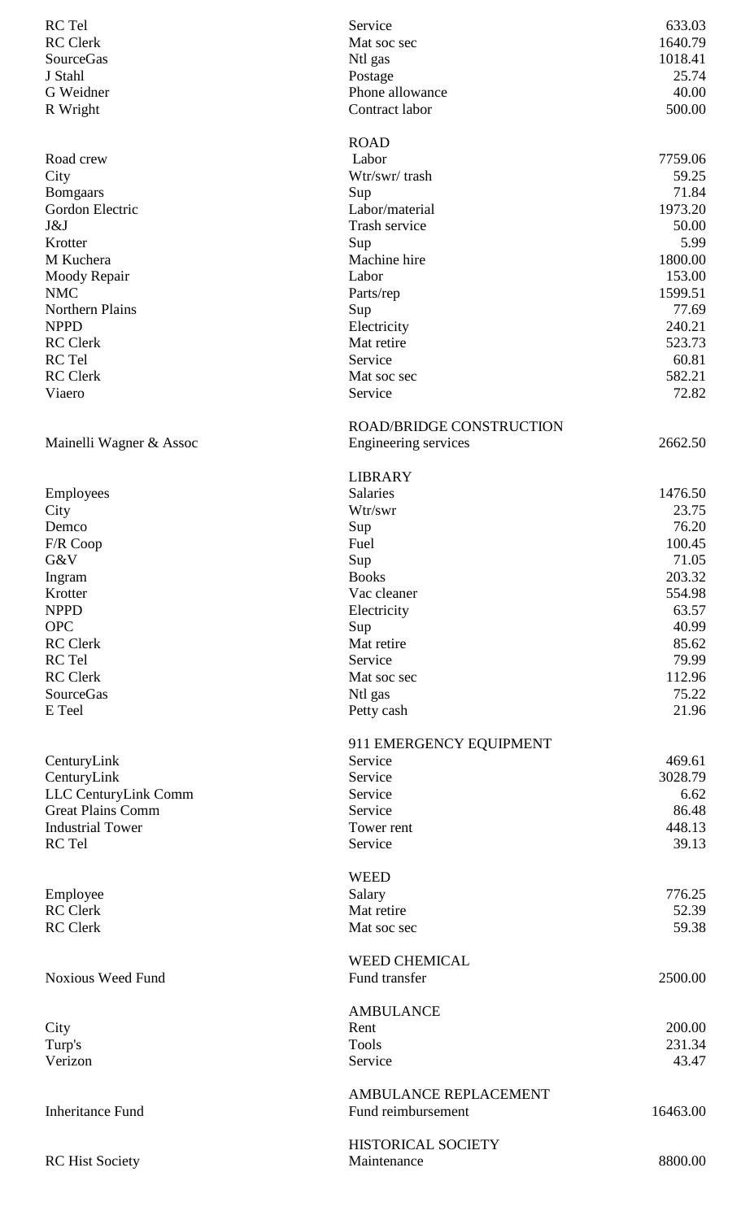| | | |
|---|---|---|
| RC Tel | Service | 633.03 |
| RC Clerk | Mat soc sec | 1640.79 |
| SourceGas | Ntl gas | 1018.41 |
| J Stahl | Postage | 25.74 |
| G Weidner | Phone allowance | 40.00 |
| R Wright | Contract labor | 500.00 |
| | ROAD | |
| Road crew | Labor | 7759.06 |
| City | Wtr/swr/ trash | 59.25 |
| Bomgaars | Sup | 71.84 |
| Gordon Electric | Labor/material | 1973.20 |
| J&J | Trash service | 50.00 |
| Krotter | Sup | 5.99 |
| M Kuchera | Machine hire | 1800.00 |
| Moody Repair | Labor | 153.00 |
| NMC | Parts/rep | 1599.51 |
| Northern Plains | Sup | 77.69 |
| NPPD | Electricity | 240.21 |
| RC Clerk | Mat retire | 523.73 |
| RC Tel | Service | 60.81 |
| RC Clerk | Mat soc sec | 582.21 |
| Viaero | Service | 72.82 |
| | ROAD/BRIDGE CONSTRUCTION | |
| Mainelli Wagner & Assoc | Engineering services | 2662.50 |
| | LIBRARY | |
| Employees | Salaries | 1476.50 |
| City | Wtr/swr | 23.75 |
| Demco | Sup | 76.20 |
| F/R Coop | Fuel | 100.45 |
| G&V | Sup | 71.05 |
| Ingram | Books | 203.32 |
| Krotter | Vac cleaner | 554.98 |
| NPPD | Electricity | 63.57 |
| OPC | Sup | 40.99 |
| RC Clerk | Mat retire | 85.62 |
| RC Tel | Service | 79.99 |
| RC Clerk | Mat soc sec | 112.96 |
| SourceGas | Ntl gas | 75.22 |
| E Teel | Petty cash | 21.96 |
| | 911 EMERGENCY EQUIPMENT | |
| CenturyLink | Service | 469.61 |
| CenturyLink | Service | 3028.79 |
| LLC CenturyLink Comm | Service | 6.62 |
| Great Plains Comm | Service | 86.48 |
| Industrial Tower | Tower rent | 448.13 |
| RC Tel | Service | 39.13 |
| | WEED | |
| Employee | Salary | 776.25 |
| RC Clerk | Mat retire | 52.39 |
| RC Clerk | Mat soc sec | 59.38 |
| | WEED CHEMICAL | |
| Noxious Weed Fund | Fund transfer | 2500.00 |
| | AMBULANCE | |
| City | Rent | 200.00 |
| Turp's | Tools | 231.34 |
| Verizon | Service | 43.47 |
| | AMBULANCE REPLACEMENT | |
| Inheritance Fund | Fund reimbursement | 16463.00 |
| | HISTORICAL SOCIETY | |
| RC Hist Society | Maintenance | 8800.00 |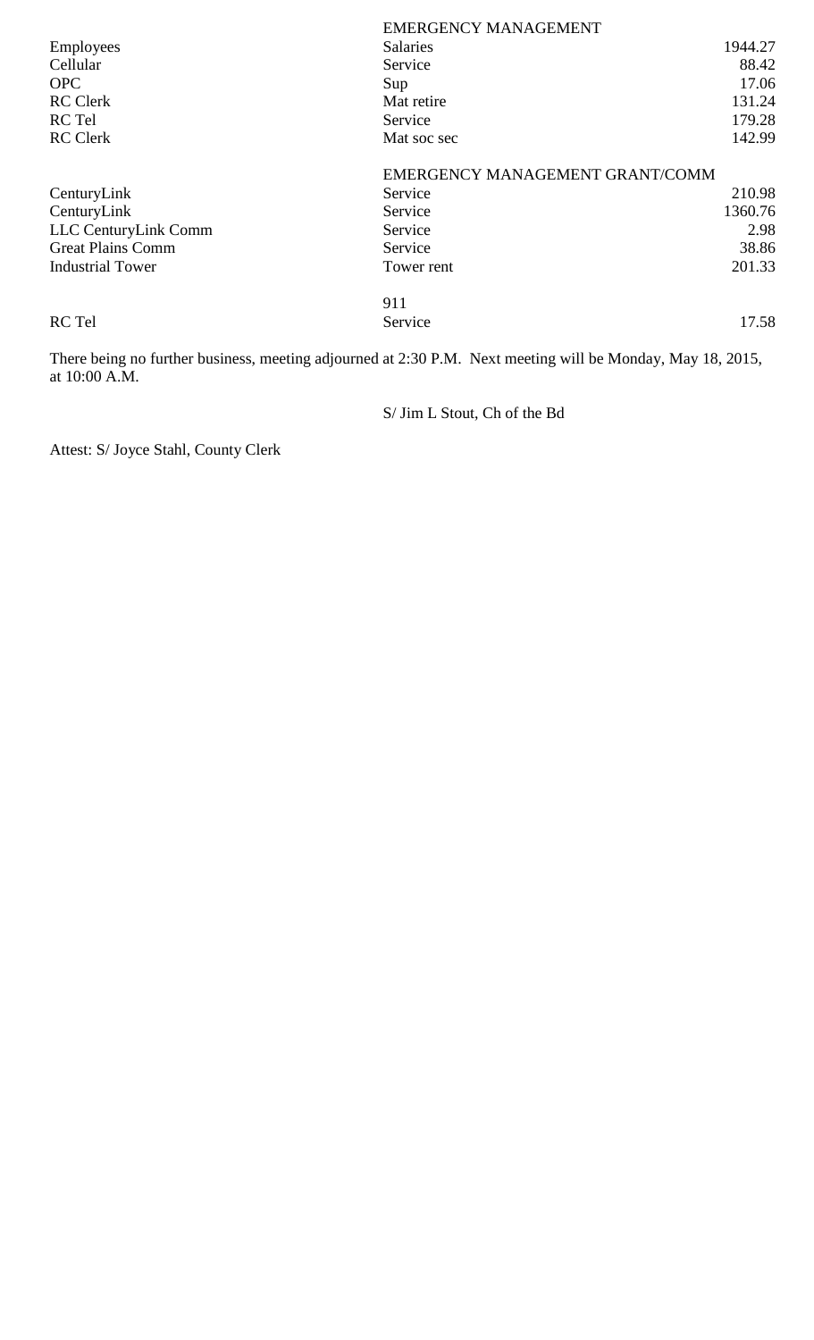| | | |
|---|---|---|
| | EMERGENCY MANAGEMENT | |
| Employees | Salaries | 1944.27 |
| Cellular | Service | 88.42 |
| OPC | Sup | 17.06 |
| RC Clerk | Mat retire | 131.24 |
| RC Tel | Service | 179.28 |
| RC Clerk | Mat soc sec | 142.99 |
| | EMERGENCY MANAGEMENT GRANT/COMM | |
| CenturyLink | Service | 210.98 |
| CenturyLink | Service | 1360.76 |
| LLC CenturyLink Comm | Service | 2.98 |
| Great Plains Comm | Service | 38.86 |
| Industrial Tower | Tower rent | 201.33 |
| | 911 | |
| RC Tel | Service | 17.58 |

There being no further business, meeting adjourned at 2:30 P.M. Next meeting will be Monday, May 18, 2015, at 10:00 A.M.

S/ Jim L Stout, Ch of the Bd

Attest: S/ Joyce Stahl, County Clerk